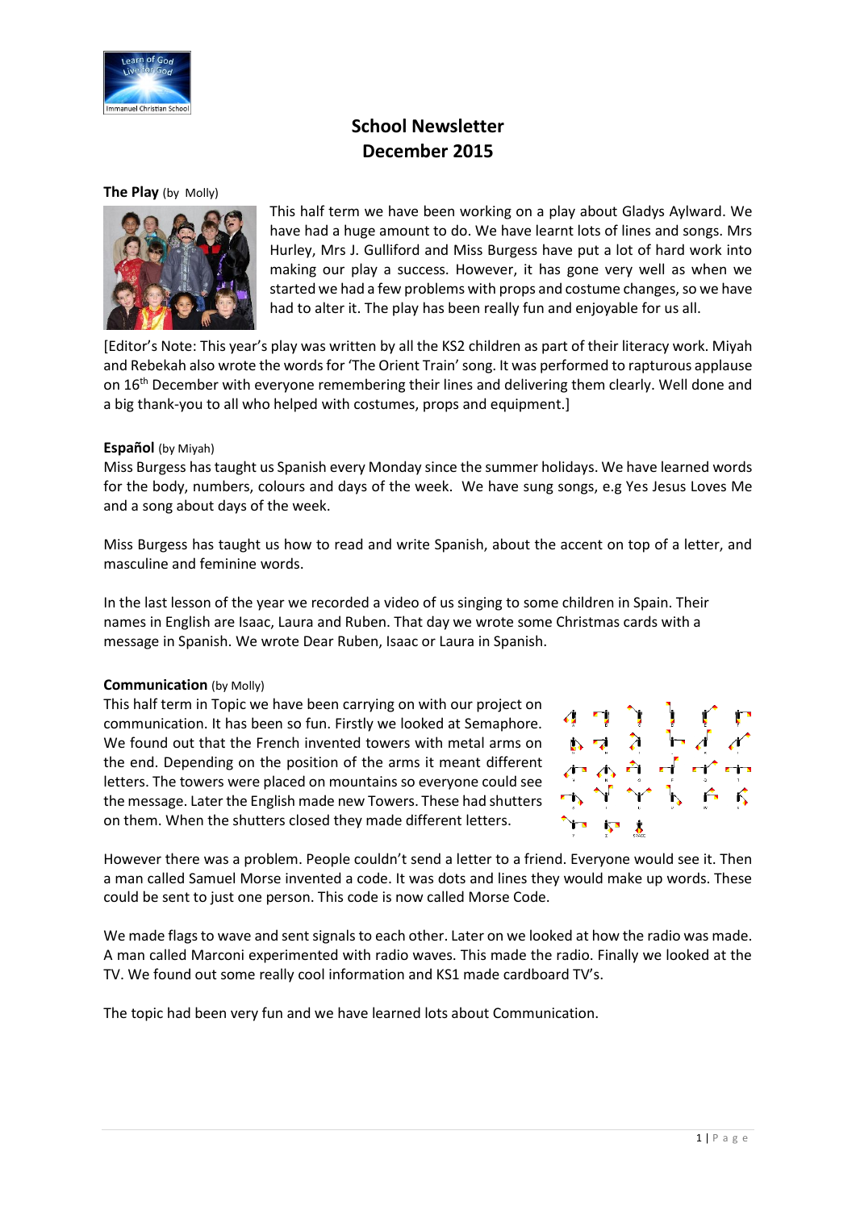# School Newsletter
# December 2015

**The Play** (by Molly)

This half term we have been working on a play about Gladys Aylward. We have had a huge amount to do. We have learnt lots of lines and songs. Mrs Hurley, Mrs J. Gulliford and Miss Burgess have put a lot of hard work into making our play a success. However, it has gone very well as when we started we had a few problems with props and costume changes, so we have had to alter it. The play has been really fun and enjoyable for us all.

[Editor's Note: This year's play was written by all the KS2 children as part of their literacy work. Miyah and Rebekah also wrote the words for 'The Orient Train' song. It was performed to rapturous applause on 16th December with everyone remembering their lines and delivering them clearly. Well done and a big thank-you to all who helped with costumes, props and equipment.]

**Español** (by Miyah)

Miss Burgess has taught us Spanish every Monday since the summer holidays. We have learned words for the body, numbers, colours and days of the week. We have sung songs, e.g Yes Jesus Loves Me and a song about days of the week.

Miss Burgess has taught us how to read and write Spanish, about the accent on top of a letter, and masculine and feminine words.

In the last lesson of the year we recorded a video of us singing to some children in Spain. Their names in English are Isaac, Laura and Ruben. That day we wrote some Christmas cards with a message in Spanish. We wrote Dear Ruben, Isaac or Laura in Spanish.

**Communication** (by Molly)

This half term in Topic we have been carrying on with our project on communication. It has been so fun. Firstly we looked at Semaphore. We found out that the French invented towers with metal arms on the end. Depending on the position of the arms it meant different letters. The towers were placed on mountains so everyone could see the message. Later the English made new Towers. These had shutters on them. When the shutters closed they made different letters.

However there was a problem. People couldn't send a letter to a friend. Everyone would see it. Then a man called Samuel Morse invented a code. It was dots and lines they would make up words. These could be sent to just one person. This code is now called Morse Code.

We made flags to wave and sent signals to each other. Later on we looked at how the radio was made. A man called Marconi experimented with radio waves. This made the radio. Finally we looked at the TV. We found out some really cool information and KS1 made cardboard TV's.

The topic had been very fun and we have learned lots about Communication.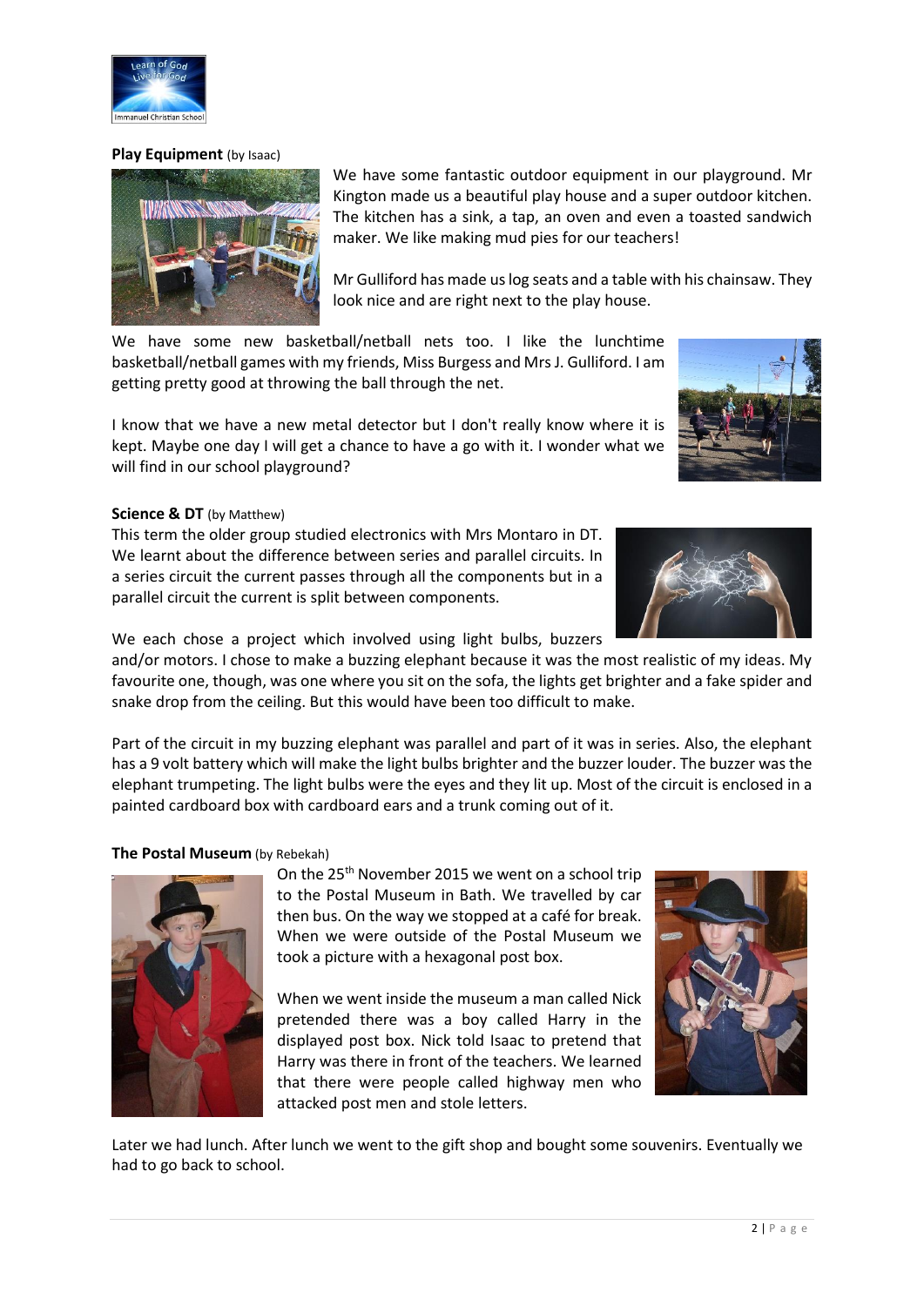**Play Equipment** (by Isaac)

We have some fantastic outdoor equipment in our playground. Mr Kington made us a beautiful play house and a super outdoor kitchen. The kitchen has a sink, a tap, an oven and even a toasted sandwich maker. We like making mud pies for our teachers!

Mr Gulliford has made us log seats and a table with his chainsaw. They look nice and are right next to the play house.

We have some new basketball/netball nets too. I like the lunchtime basketball/netball games with my friends, Miss Burgess and Mrs J. Gulliford. I am getting pretty good at throwing the ball through the net.

I know that we have a new metal detector but I don't really know where it is kept. Maybe one day I will get a chance to have a go with it. I wonder what we will find in our school playground?

**Science & DT** (by Matthew)

This term the older group studied electronics with Mrs Montaro in DT. We learnt about the difference between series and parallel circuits. In a series circuit the current passes through all the components but in a parallel circuit the current is split between components.

We each chose a project which involved using light bulbs, buzzers and/or motors. I chose to make a buzzing elephant because it was the most realistic of my ideas. My favourite one, though, was one where you sit on the sofa, the lights get brighter and a fake spider and snake drop from the ceiling. But this would have been too difficult to make.

Part of the circuit in my buzzing elephant was parallel and part of it was in series. Also, the elephant has a 9 volt battery which will make the light bulbs brighter and the buzzer louder. The buzzer was the elephant trumpeting. The light bulbs were the eyes and they lit up. Most of the circuit is enclosed in a painted cardboard box with cardboard ears and a trunk coming out of it.

**The Postal Museum** (by Rebekah)

On the 25th November 2015 we went on a school trip to the Postal Museum in Bath. We travelled by car then bus. On the way we stopped at a café for break. When we were outside of the Postal Museum we took a picture with a hexagonal post box.

When we went inside the museum a man called Nick pretended there was a boy called Harry in the displayed post box. Nick told Isaac to pretend that Harry was there in front of the teachers. We learned that there were people called highway men who attacked post men and stole letters.

Later we had lunch. After lunch we went to the gift shop and bought some souvenirs. Eventually we had to go back to school.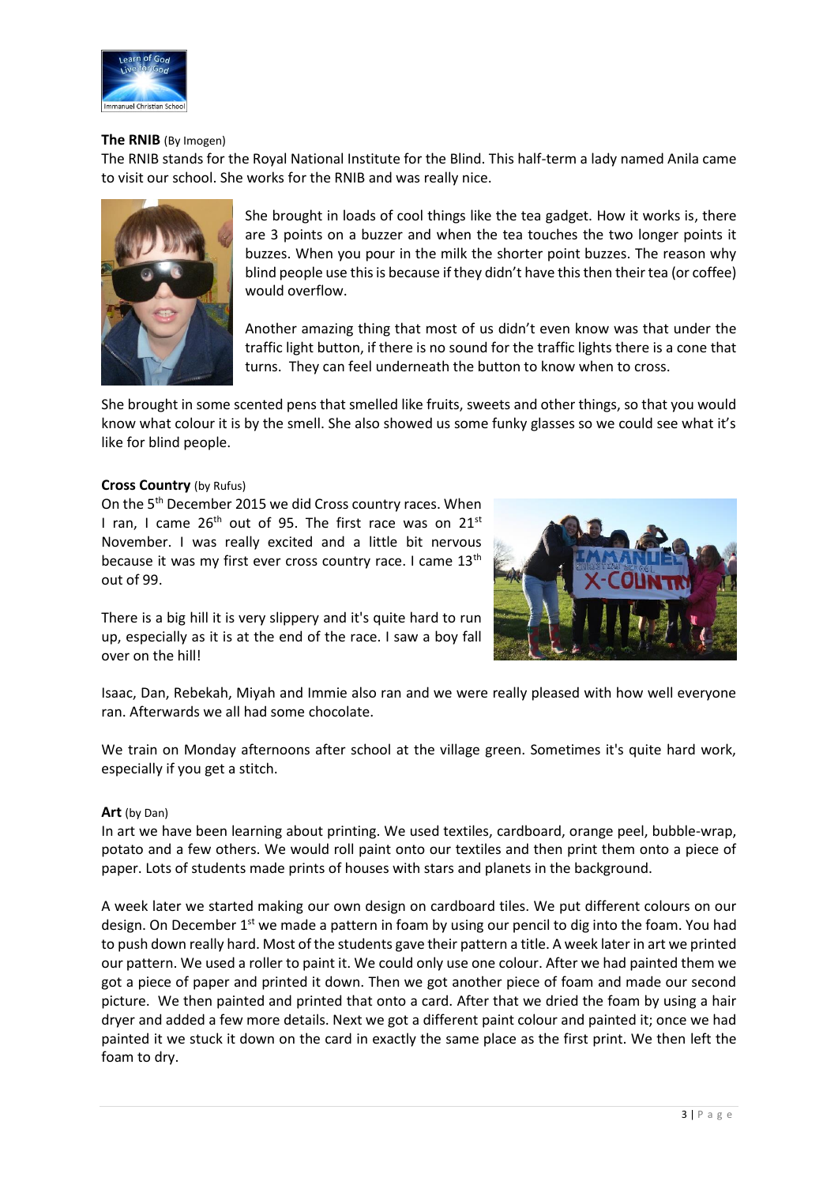**The RNIB** (By Imogen)

The RNIB stands for the Royal National Institute for the Blind. This half-term a lady named Anila came to visit our school. She works for the RNIB and was really nice.

She brought in loads of cool things like the tea gadget. How it works is, there are 3 points on a buzzer and when the tea touches the two longer points it buzzes. When you pour in the milk the shorter point buzzes. The reason why blind people use this is because if they didn't have this then their tea (or coffee) would overflow.

Another amazing thing that most of us didn't even know was that under the traffic light button, if there is no sound for the traffic lights there is a cone that turns. They can feel underneath the button to know when to cross.

She brought in some scented pens that smelled like fruits, sweets and other things, so that you would know what colour it is by the smell. She also showed us some funky glasses so we could see what it's like for blind people.

**Cross Country** (by Rufus)

On the 5th December 2015 we did Cross country races. When I ran, I came 26th out of 95. The first race was on 21st November. I was really excited and a little bit nervous because it was my first ever cross country race. I came 13th out of 99.

There is a big hill it is very slippery and it's quite hard to run up, especially as it is at the end of the race. I saw a boy fall over on the hill!

Isaac, Dan, Rebekah, Miyah and Immie also ran and we were really pleased with how well everyone ran. Afterwards we all had some chocolate.

We train on Monday afternoons after school at the village green. Sometimes it's quite hard work, especially if you get a stitch.

**Art** (by Dan)

In art we have been learning about printing. We used textiles, cardboard, orange peel, bubble-wrap, potato and a few others. We would roll paint onto our textiles and then print them onto a piece of paper. Lots of students made prints of houses with stars and planets in the background.

A week later we started making our own design on cardboard tiles. We put different colours on our design. On December 1st we made a pattern in foam by using our pencil to dig into the foam. You had to push down really hard. Most of the students gave their pattern a title. A week later in art we printed our pattern. We used a roller to paint it. We could only use one colour. After we had painted them we got a piece of paper and printed it down. Then we got another piece of foam and made our second picture. We then painted and printed that onto a card. After that we dried the foam by using a hair dryer and added a few more details. Next we got a different paint colour and painted it; once we had painted it we stuck it down on the card in exactly the same place as the first print. We then left the foam to dry.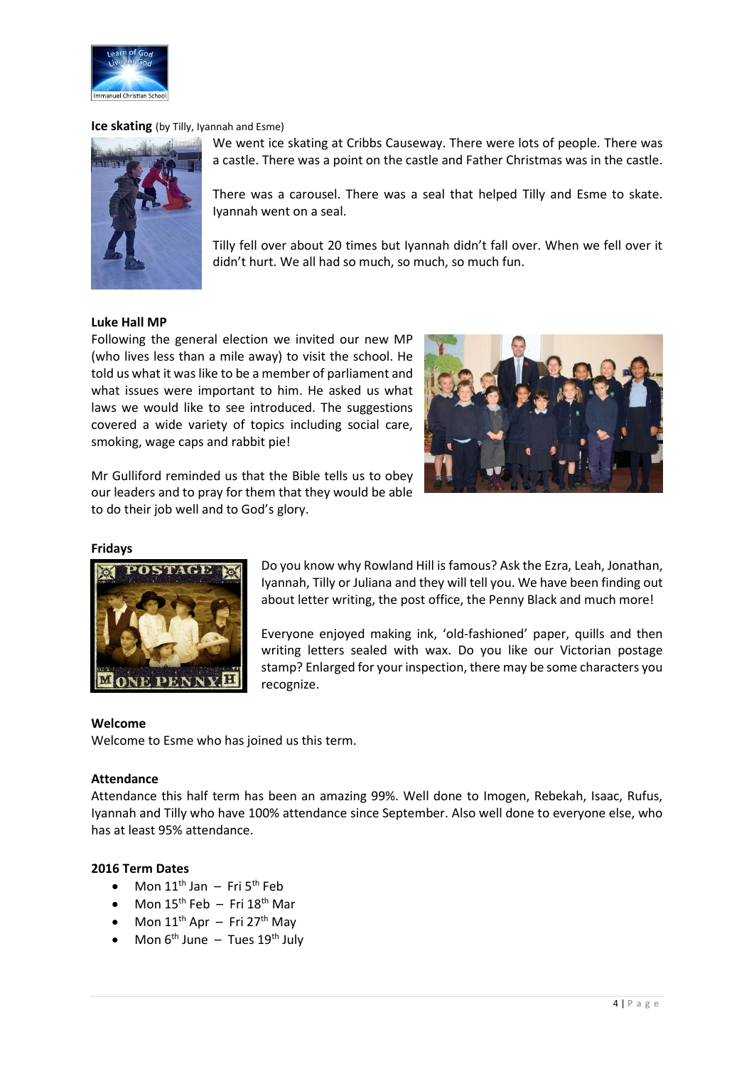**Ice skating** (by Tilly, Iyannah and Esme)

We went ice skating at Cribbs Causeway. There were lots of people. There was a castle. There was a point on the castle and Father Christmas was in the castle.

There was a carousel. There was a seal that helped Tilly and Esme to skate. Iyannah went on a seal.

Tilly fell over about 20 times but Iyannah didn't fall over. When we fell over it didn't hurt. We all had so much, so much, so much fun.

**Luke Hall MP**

Following the general election we invited our new MP (who lives less than a mile away) to visit the school. He told us what it was like to be a member of parliament and what issues were important to him. He asked us what laws we would like to see introduced. The suggestions covered a wide variety of topics including social care, smoking, wage caps and rabbit pie!

Mr Gulliford reminded us that the Bible tells us to obey our leaders and to pray for them that they would be able to do their job well and to God's glory.

**Fridays**

Do you know why Rowland Hill is famous? Ask the Ezra, Leah, Jonathan, Iyannah, Tilly or Juliana and they will tell you. We have been finding out about letter writing, the post office, the Penny Black and much more!

Everyone enjoyed making ink, 'old-fashioned' paper, quills and then writing letters sealed with wax. Do you like our Victorian postage stamp? Enlarged for your inspection, there may be some characters you recognize.

**Welcome**

Welcome to Esme who has joined us this term.

**Attendance**

Attendance this half term has been an amazing 99%. Well done to Imogen, Rebekah, Isaac, Rufus, Iyannah and Tilly who have 100% attendance since September. Also well done to everyone else, who has at least 95% attendance.

**2016 Term Dates**

- Mon 11th Jan – Fri 5th Feb
- Mon 15th Feb – Fri 18th Mar
- Mon 11th Apr – Fri 27th May
- Mon 6th June – Tues 19th July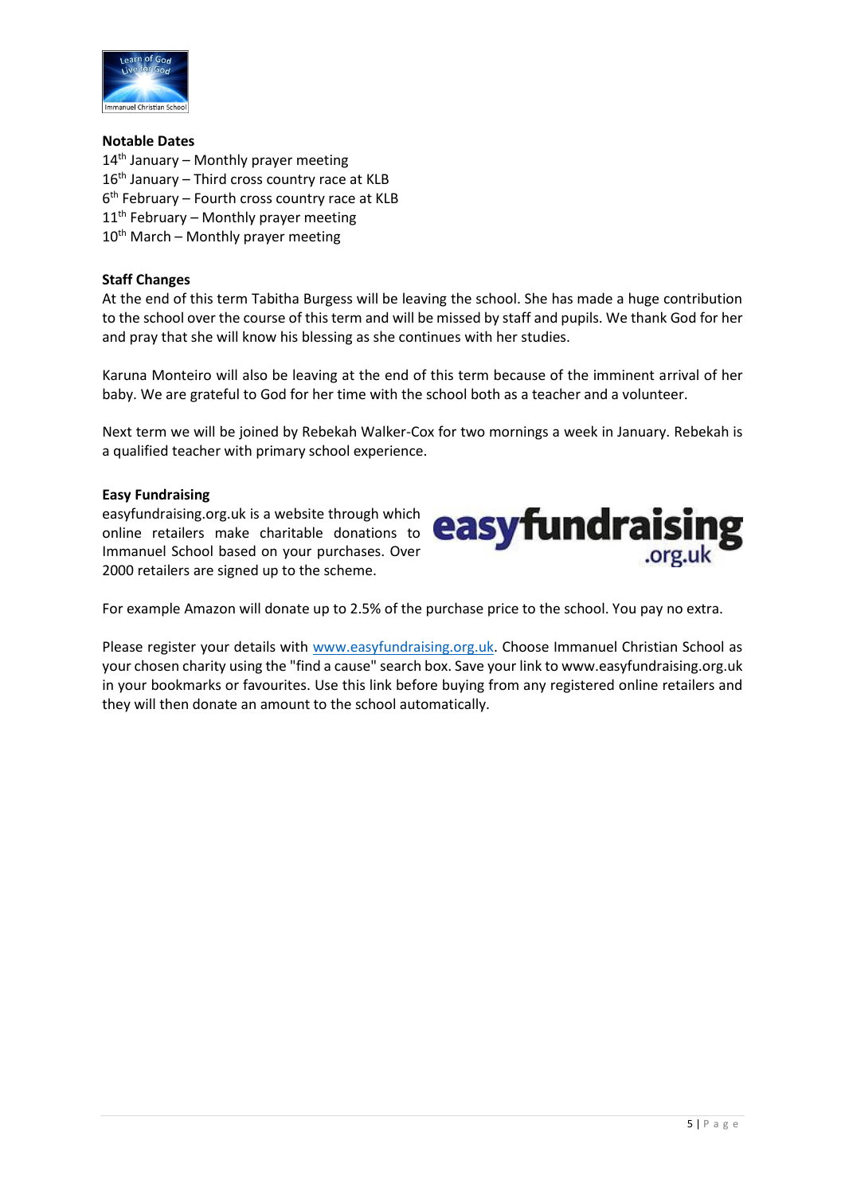**Notable Dates**

14th January – Monthly prayer meeting
16th January – Third cross country race at KLB
6th February – Fourth cross country race at KLB
11th February – Monthly prayer meeting
10th March – Monthly prayer meeting

**Staff Changes**

At the end of this term Tabitha Burgess will be leaving the school. She has made a huge contribution to the school over the course of this term and will be missed by staff and pupils. We thank God for her and pray that she will know his blessing as she continues with her studies.

Karuna Monteiro will also be leaving at the end of this term because of the imminent arrival of her baby. We are grateful to God for her time with the school both as a teacher and a volunteer.

Next term we will be joined by Rebekah Walker-Cox for two mornings a week in January. Rebekah is a qualified teacher with primary school experience.

**Easy Fundraising**

easyfundraising.org.uk is a website through which online retailers make charitable donations to Immanuel School based on your purchases. Over 2000 retailers are signed up to the scheme.

For example Amazon will donate up to 2.5% of the purchase price to the school. You pay no extra.

Please register your details with www.easyfundraising.org.uk. Choose Immanuel Christian School as your chosen charity using the "find a cause" search box. Save your link to www.easyfundraising.org.uk in your bookmarks or favourites. Use this link before buying from any registered online retailers and they will then donate an amount to the school automatically.